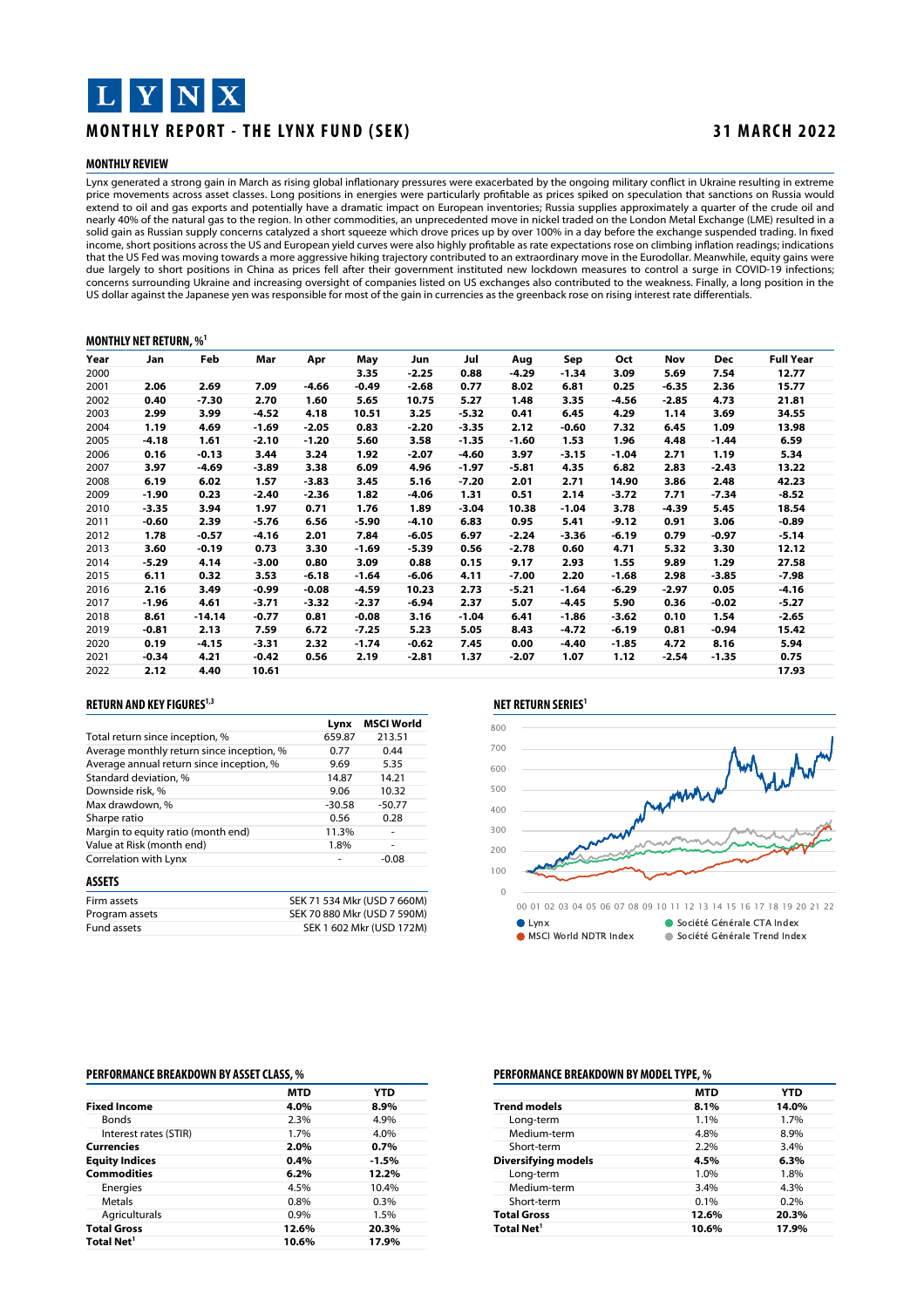# MONTHLY REPORT - THE LYNX FUND (SEK)

**31 MARCH 2022**

## MONTHLY REVIEW

Lynx generated a strong gain in March as rising global inflationary pressures were exacerbated by the ongoing military conflict in Ukraine resulting in extreme price movements across asset classes. Long positions in energies were particularly profitable as prices spiked on speculation that sanctions on Russia would extend to oil and gas exports and potentially have a dramatic impact on European inventories; Russia supplies approximately a quarter of the crude oil and nearly 40% of the natural gas to the region. In other commodities, an unprecedented move in nickel traded on the London Metal Exchange (LME) resulted in a solid gain as Russian supply concerns catalyzed a short squeeze which drove prices up by over 100% in a day before the exchange suspended trading. In fixed income, short positions across the US and European yield curves were also highly profitable as rate expectations rose on climbing inflation readings; indications that the US Fed was moving towards a more aggressive hiking trajectory contributed to an extraordinary move in the Eurodollar. Meanwhile, equity gains were due largely to short positions in China as prices fell after their government instituted new lockdown measures to control a surge in COVID-19 infections; concerns surrounding Ukraine and increasing oversight of companies listed on US exchanges also contributed to the weakness. Finally, a long position in the US dollar against the Japanese yen was responsible for most of the gain in currencies as the greenback rose on rising interest rate differentials.

## MONTHLY NET RETURN, %[1]

| Year | Jan | Feb | Mar | Apr | May | Jun | Jul | Aug | Sep | Oct | Nov | Dec | Full Year |
|---|---|---|---|---|---|---|---|---|---|---|---|---|---|
| 2000 | | | | | 3.35 | -2.25 | 0.88 | -4.29 | -1.34 | 3.09 | 5.69 | 7.54 | 12.77 |
| 2001 | 2.06 | 2.69 | 7.09 | -4.66 | -0.49 | -2.68 | 0.77 | 8.02 | 6.81 | 0.25 | -6.35 | 2.36 | 15.77 |
| 2002 | 0.40 | -7.30 | 2.70 | 1.60 | 5.65 | 10.75 | 5.27 | 1.48 | 3.35 | -4.56 | -2.85 | 4.73 | 21.81 |
| 2003 | 2.99 | 3.99 | -4.52 | 4.18 | 10.51 | 3.25 | -5.32 | 0.41 | 6.45 | 4.29 | 1.14 | 3.69 | 34.55 |
| 2004 | 1.19 | 4.69 | -1.69 | -2.05 | 0.83 | -2.20 | -3.35 | 2.12 | -0.60 | 7.32 | 6.45 | 1.09 | 13.98 |
| 2005 | -4.18 | 1.61 | -2.10 | -1.20 | 5.60 | 3.58 | -1.35 | -1.60 | 1.53 | 1.96 | 4.48 | -1.44 | 6.59 |
| 2006 | 0.16 | -0.13 | 3.44 | 3.24 | 1.92 | -2.07 | -4.60 | 3.97 | -3.15 | -1.04 | 2.71 | 1.19 | 5.34 |
| 2007 | 3.97 | -4.69 | -3.89 | 3.38 | 6.09 | 4.96 | -1.97 | -5.81 | 4.35 | 6.82 | 2.83 | -2.43 | 13.22 |
| 2008 | 6.19 | 6.02 | 1.57 | -3.83 | 3.45 | 5.16 | -7.20 | 2.01 | 2.71 | 14.90 | 3.86 | 2.48 | 42.23 |
| 2009 | -1.90 | 0.23 | -2.40 | -2.36 | 1.82 | -4.06 | 1.31 | 0.51 | 2.14 | -3.72 | 7.71 | -7.34 | -8.52 |
| 2010 | -3.35 | 3.94 | 1.97 | 0.71 | 1.76 | 1.89 | -3.04 | 10.38 | -1.04 | 3.78 | -4.39 | 5.45 | 18.54 |
| 2011 | -0.60 | 2.39 | -5.76 | 6.56 | -5.90 | -4.10 | 6.83 | 0.95 | 5.41 | -9.12 | 0.91 | 3.06 | -0.89 |
| 2012 | 1.78 | -0.57 | -4.16 | 2.01 | 7.84 | -6.05 | 6.97 | -2.24 | -3.36 | -6.19 | 0.79 | -0.97 | -5.14 |
| 2013 | 3.60 | -0.19 | 0.73 | 3.30 | -1.69 | -5.39 | 0.56 | -2.78 | 0.60 | 4.71 | 5.32 | 3.30 | 12.12 |
| 2014 | -5.29 | 4.14 | -3.00 | 0.80 | 3.09 | 0.88 | 0.15 | 9.17 | 2.93 | 1.55 | 9.89 | 1.29 | 27.58 |
| 2015 | 6.11 | 0.32 | 3.53 | -6.18 | -1.64 | -6.06 | 4.11 | -7.00 | 2.20 | -1.68 | 2.98 | -3.85 | -7.98 |
| 2016 | 2.16 | 3.49 | -0.99 | -0.08 | -4.59 | 10.23 | 2.73 | -5.21 | -1.64 | -6.29 | -2.97 | 0.05 | -4.16 |
| 2017 | -1.96 | 4.61 | -3.71 | -3.32 | -2.37 | -6.94 | 2.37 | 5.07 | -4.45 | 5.90 | 0.36 | -0.02 | -5.27 |
| 2018 | 8.61 | -14.14 | -0.77 | 0.81 | -0.08 | 3.16 | -1.04 | 6.41 | -1.86 | -3.62 | 0.10 | 1.54 | -2.65 |
| 2019 | -0.81 | 2.13 | 7.59 | 6.72 | -7.25 | 5.23 | 5.05 | 8.43 | -4.72 | -6.19 | 0.81 | -0.94 | 15.42 |
| 2020 | 0.19 | -4.15 | -3.31 | 2.32 | -1.74 | -0.62 | 7.45 | 0.00 | -4.40 | -1.85 | 4.72 | 8.16 | 5.94 |
| 2021 | -0.34 | 4.21 | -0.42 | 0.56 | 2.19 | -2.81 | 1.37 | -2.07 | 1.07 | 1.12 | -2.54 | -1.35 | 0.75 |
| 2022 | 2.12 | 4.40 | 10.61 | | | | | | | | | | 17.93 |

## RETURN AND KEY FIGURES[1,3]

| | Lynx | MSCI World |
|---|---|---|
| Total return since inception, % | 659.87 | 213.51 |
| Average monthly return since inception, % | 0.77 | 0.44 |
| Average annual return since inception, % | 9.69 | 5.35 |
| Standard deviation, % | 14.87 | 14.21 |
| Downside risk, % | 9.06 | 10.32 |
| Max drawdown, % | -30.58 | -50.77 |
| Sharpe ratio | 0.56 | 0.28 |
| Margin to equity ratio (month end) | 11.3% | - |
| Value at Risk (month end) | 1.8% | - |
| Correlation with Lynx | - | -0.08 |

## NET RETURN SERIES[1]

Lynx · MSCI World NDTR Index · Société Générale CTA Index · Société Générale Trend Index

## ASSETS

| | |
|---|---|
| Firm assets | SEK 71 534 Mkr (USD 7 660M) |
| Program assets | SEK 70 880 Mkr (USD 7 590M) |
| Fund assets | SEK 1 602 Mkr (USD 172M) |

## PERFORMANCE BREAKDOWN BY ASSET CLASS, %

| | MTD | YTD |
|---|---|---|
| **Fixed Income** | **4.0%** | **8.9%** |
| Bonds | 2.3% | 4.9% |
| Interest rates (STIR) | 1.7% | 4.0% |
| **Currencies** | **2.0%** | **0.7%** |
| **Equity Indices** | **0.4%** | **-1.5%** |
| **Commodities** | **6.2%** | **12.2%** |
| Energies | 4.5% | 10.4% |
| Metals | 0.8% | 0.3% |
| Agriculturals | 0.9% | 1.5% |
| **Total Gross** | **12.6%** | **20.3%** |
| **Total Net[1]** | **10.6%** | **17.9%** |

## PERFORMANCE BREAKDOWN BY MODEL TYPE, %

| | MTD | YTD |
|---|---|---|
| **Trend models** | **8.1%** | **14.0%** |
| Long-term | 1.1% | 1.7% |
| Medium-term | 4.8% | 8.9% |
| Short-term | 2.2% | 3.4% |
| **Diversifying models** | **4.5%** | **6.3%** |
| Long-term | 1.0% | 1.8% |
| Medium-term | 3.4% | 4.3% |
| Short-term | 0.1% | 0.2% |
| **Total Gross** | **12.6%** | **20.3%** |
| **Total Net[1]** | **10.6%** | **17.9%** |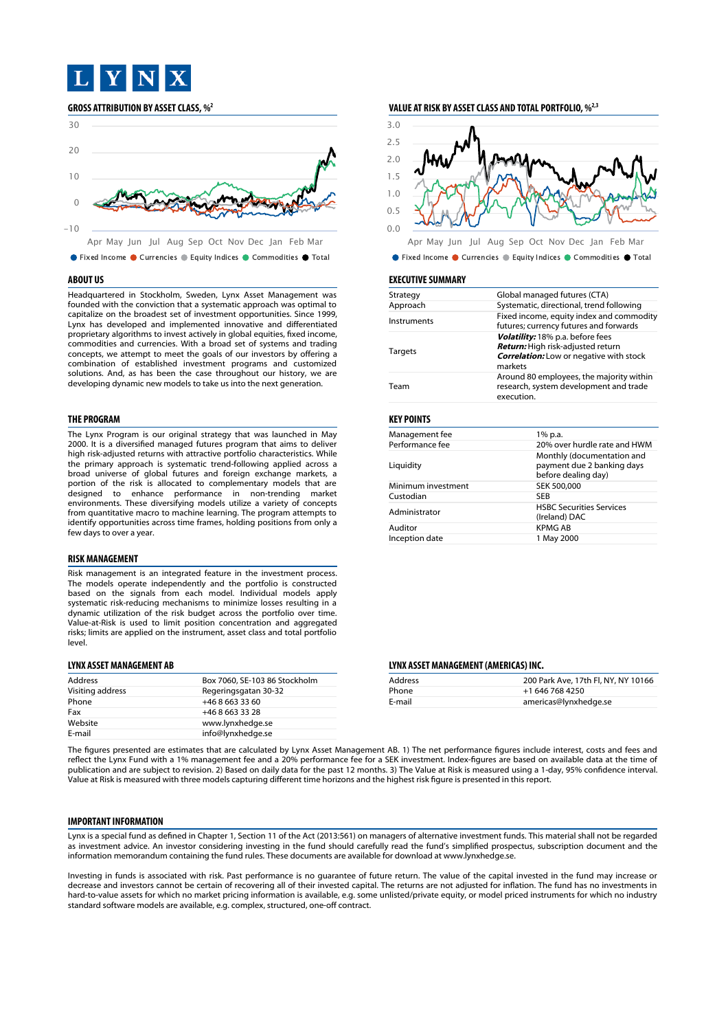# LYNX

## GROSS ATTRIBUTION BY ASSET CLASS, %[2]

30
20
10
0
−10

Apr May Jun Jul Aug Sep Oct Nov Dec Jan Feb Mar

Fixed Income ● Currencies ● Equity Indices ● Commodities ● Total

## VALUE AT RISK BY ASSET CLASS AND TOTAL PORTFOLIO, %[2,3]

3.0
2.5
2.0
1.5
1.0
0.5
0.0

Apr May Jun Jul Aug Sep Oct Nov Dec Jan Feb Mar

Fixed Income ● Currencies ● Equity Indices ● Commodities ● Total

## ABOUT US

Headquartered in Stockholm, Sweden, Lynx Asset Management was founded with the conviction that a systematic approach was optimal to capitalize on the broadest set of investment opportunities. Since 1999, Lynx has developed and implemented innovative and differentiated proprietary algorithms to invest actively in global equities, fixed income, commodities and currencies. With a broad set of systems and trading concepts, we attempt to meet the goals of our investors by offering a combination of established investment programs and customized solutions. And, as has been the case throughout our history, we are developing dynamic new models to take us into the next generation.

## EXECUTIVE SUMMARY

| | |
|---|---|
| Strategy | Global managed futures (CTA) |
| Approach | Systematic, directional, trend following |
| Instruments | Fixed income, equity index and commodity futures; currency futures and forwards |
| Targets | ***Volatility:*** 18% p.a. before fees<br>***Return:*** High risk-adjusted return<br>***Correlation:*** Low or negative with stock markets |
| Team | Around 80 employees, the majority within research, system development and trade execution. |

## THE PROGRAM

The Lynx Program is our original strategy that was launched in May 2000. It is a diversified managed futures program that aims to deliver high risk-adjusted returns with attractive portfolio characteristics. While the primary approach is systematic trend-following applied across a broad universe of global futures and foreign exchange markets, a portion of the risk is allocated to complementary models that are designed to enhance performance in non-trending market environments. These diversifying models utilize a variety of concepts from quantitative macro to machine learning. The program attempts to identify opportunities across time frames, holding positions from only a few days to over a year.

## KEY POINTS

| | |
|---|---|
| Management fee | 1% p.a. |
| Performance fee | 20% over hurdle rate and HWM |
| Liquidity | Monthly (documentation and payment due 2 banking days before dealing day) |
| Minimum investment | SEK 500,000 |
| Custodian | SEB |
| Administrator | HSBC Securities Services (Ireland) DAC |
| Auditor | KPMG AB |
| Inception date | 1 May 2000 |

## RISK MANAGEMENT

Risk management is an integrated feature in the investment process. The models operate independently and the portfolio is constructed based on the signals from each model. Individual models apply systematic risk-reducing mechanisms to minimize losses resulting in a dynamic utilization of the risk budget across the portfolio over time. Value-at-Risk is used to limit position concentration and aggregated risks; limits are applied on the instrument, asset class and total portfolio level.

## LYNX ASSET MANAGEMENT AB

| | |
|---|---|
| Address | Box 7060, SE-103 86 Stockholm |
| Visiting address | Regeringsgatan 30-32 |
| Phone | +46 8 663 33 60 |
| Fax | +46 8 663 33 28 |
| Website | www.lynxhedge.se |
| E-mail | info@lynxhedge.se |

## LYNX ASSET MANAGEMENT (AMERICAS) INC.

| | |
|---|---|
| Address | 200 Park Ave, 17th Fl, NY, NY 10166 |
| Phone | +1 646 768 4250 |
| E-mail | americas@lynxhedge.se |

The figures presented are estimates that are calculated by Lynx Asset Management AB. 1) The net performance figures include interest, costs and fees and reflect the Lynx Fund with a 1% management fee and a 20% performance fee for a SEK investment. Index-figures are based on available data at the time of publication and are subject to revision. 2) Based on daily data for the past 12 months. 3) The Value at Risk is measured using a 1-day, 95% confidence interval. Value at Risk is measured with three models capturing different time horizons and the highest risk figure is presented in this report.

## IMPORTANT INFORMATION

Lynx is a special fund as defined in Chapter 1, Section 11 of the Act (2013:561) on managers of alternative investment funds. This material shall not be regarded as investment advice. An investor considering investing in the fund should carefully read the fund's simplified prospectus, subscription document and the information memorandum containing the fund rules. These documents are available for download at www.lynxhedge.se.

Investing in funds is associated with risk. Past performance is no guarantee of future return. The value of the capital invested in the fund may increase or decrease and investors cannot be certain of recovering all of their invested capital. The returns are not adjusted for inflation. The fund has no investments in hard-to-value assets for which no market pricing information is available, e.g. some unlisted/private equity, or model priced instruments for which no industry standard software models are available, e.g. complex, structured, one-off contract.